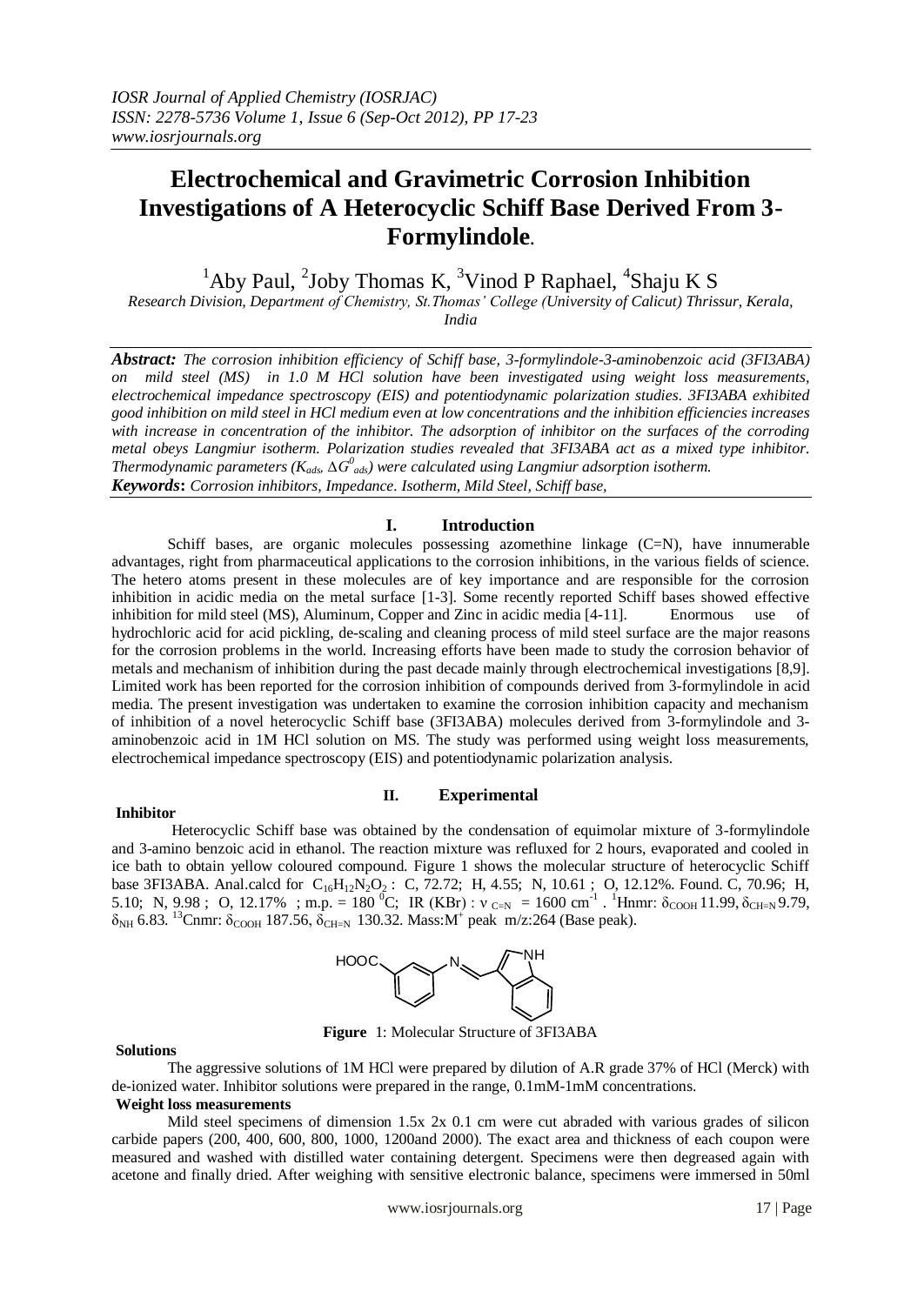# Electrochemical and Gravimetric Corrosion Inhibition Investigations of A Heterocyclic Schiff Base Derived From 3-Formylindole.

[1]Aby Paul, [2]Joby Thomas K, [3]Vinod P Raphael, [4]Shaju K S

*Research Division, Department of Chemistry, St.Thomas' College (University of Calicut) Thrissur, Kerala, India*

***Abstract:*** *The corrosion inhibition efficiency of Schiff base, 3-formylindole-3-aminobenzoic acid (3FI3ABA) on mild steel (MS) in 1.0 M HCl solution have been investigated using weight loss measurements, electrochemical impedance spectroscopy (EIS) and potentiodynamic polarization studies. 3FI3ABA exhibited good inhibition on mild steel in HCl medium even at low concentrations and the inhibition efficiencies increases with increase in concentration of the inhibitor. The adsorption of inhibitor on the surfaces of the corroding metal obeys Langmiur isotherm. Polarization studies revealed that 3FI3ABA act as a mixed type inhibitor. Thermodynamic parameters ($K_{ads}$, $\Delta G^0_{ads}$) were calculated using Langmiur adsorption isotherm.*

***Keywords*:** *Corrosion inhibitors, Impedance. Isotherm, Mild Steel, Schiff base,*

## I. Introduction

Schiff bases, are organic molecules possessing azomethine linkage (C=N), have innumerable advantages, right from pharmaceutical applications to the corrosion inhibitions, in the various fields of science. The hetero atoms present in these molecules are of key importance and are responsible for the corrosion inhibition in acidic media on the metal surface [1-3]. Some recently reported Schiff bases showed effective inhibition for mild steel (MS), Aluminum, Copper and Zinc in acidic media [4-11]. Enormous use of hydrochloric acid for acid pickling, de-scaling and cleaning process of mild steel surface are the major reasons for the corrosion problems in the world. Increasing efforts have been made to study the corrosion behavior of metals and mechanism of inhibition during the past decade mainly through electrochemical investigations [8,9]. Limited work has been reported for the corrosion inhibition of compounds derived from 3-formylindole in acid media. The present investigation was undertaken to examine the corrosion inhibition capacity and mechanism of inhibition of a novel heterocyclic Schiff base (3FI3ABA) molecules derived from 3-formylindole and 3-aminobenzoic acid in 1M HCl solution on MS. The study was performed using weight loss measurements, electrochemical impedance spectroscopy (EIS) and potentiodynamic polarization analysis.

## II. Experimental

**Inhibitor**

Heterocyclic Schiff base was obtained by the condensation of equimolar mixture of 3-formylindole and 3-amino benzoic acid in ethanol. The reaction mixture was refluxed for 2 hours, evaporated and cooled in ice bath to obtain yellow coloured compound. Figure 1 shows the molecular structure of heterocyclic Schiff base 3FI3ABA. Anal.calcd for $C_{16}H_{12}N_2O_2$ : C, 72.72; H, 4.55; N, 10.61 ; O, 12.12%. Found. C, 70.96; H, 5.10; N, 9.98 ; O, 12.17% ; m.p. = 180 $^0$C; IR (KBr) : $\nu_{C=N}$ = 1600 cm$^{-1}$ . $^1$Hnmr: $\delta_{COOH}$ 11.99, $\delta_{CH=N}$ 9.79, $\delta_{NH}$ 6.83. $^{13}$Cnmr: $\delta_{COOH}$ 187.56, $\delta_{CH=N}$ 130.32. Mass:M$^+$ peak m/z:264 (Base peak).

**Figure** 1: Molecular Structure of 3FI3ABA

**Solutions**

The aggressive solutions of 1M HCl were prepared by dilution of A.R grade 37% of HCl (Merck) with de-ionized water. Inhibitor solutions were prepared in the range, 0.1mM-1mM concentrations.

**Weight loss measurements**

Mild steel specimens of dimension 1.5x 2x 0.1 cm were cut abraded with various grades of silicon carbide papers (200, 400, 600, 800, 1000, 1200and 2000). The exact area and thickness of each coupon were measured and washed with distilled water containing detergent. Specimens were then degreased again with acetone and finally dried. After weighing with sensitive electronic balance, specimens were immersed in 50ml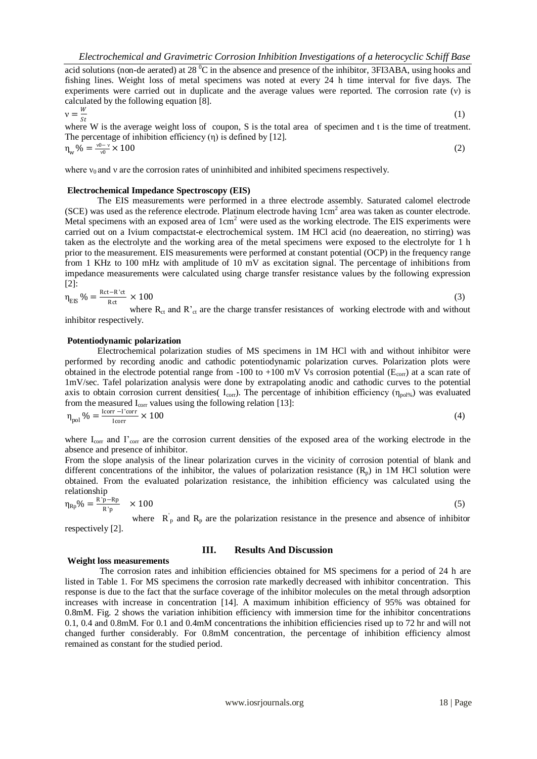acid solutions (non-de aerated) at 28 $^0$C in the absence and presence of the inhibitor, 3FI3ABA, using hooks and fishing lines. Weight loss of metal specimens was noted at every 24 h time interval for five days. The experiments were carried out in duplicate and the average values were reported. The corrosion rate (ν) is calculated by the following equation [8].

$$\nu = \frac{W}{St} \quad (1)$$

where W is the average weight loss of coupon, S is the total area of specimen and t is the time of treatment. The percentage of inhibition efficiency (η) is defined by [12].

$$\eta_w \% = \frac{\nu_0 - \nu}{\nu_0} \times 100 \quad (2)$$

where $\nu_0$ and ν are the corrosion rates of uninhibited and inhibited specimens respectively.

### Electrochemical Impedance Spectroscopy (EIS)

The EIS measurements were performed in a three electrode assembly. Saturated calomel electrode (SCE) was used as the reference electrode. Platinum electrode having 1cm$^2$ area was taken as counter electrode. Metal specimens with an exposed area of 1cm$^2$ were used as the working electrode. The EIS experiments were carried out on a Ivium compactstat-e electrochemical system. 1M HCl acid (no deaereation, no stirring) was taken as the electrolyte and the working area of the metal specimens were exposed to the electrolyte for 1 h prior to the measurement. EIS measurements were performed at constant potential (OCP) in the frequency range from 1 KHz to 100 mHz with amplitude of 10 mV as excitation signal. The percentage of inhibitions from impedance measurements were calculated using charge transfer resistance values by the following expression [2]:

$$\eta_{EIS} \% = \frac{R_{ct} - R'_{ct}}{R_{ct}} \times 100 \quad (3)$$

where $R_{ct}$ and $R'_{ct}$ are the charge transfer resistances of working electrode with and without inhibitor respectively.

### Potentiodynamic polarization

Electrochemical polarization studies of MS specimens in 1M HCl with and without inhibitor were performed by recording anodic and cathodic potentiodynamic polarization curves. Polarization plots were obtained in the electrode potential range from -100 to +100 mV Vs corrosion potential ($E_{corr}$) at a scan rate of 1mV/sec. Tafel polarization analysis were done by extrapolating anodic and cathodic curves to the potential axis to obtain corrosion current densities( $I_{corr}$). The percentage of inhibition efficiency ($\eta_{pol\%}$) was evaluated from the measured $I_{corr}$ values using the following relation [13]:

$$\eta_{pol} \% = \frac{I_{corr} - I'_{corr}}{I_{corr}} \times 100 \quad (4)$$

where $I_{corr}$ and $I'_{corr}$ are the corrosion current densities of the exposed area of the working electrode in the absence and presence of inhibitor.

From the slope analysis of the linear polarization curves in the vicinity of corrosion potential of blank and different concentrations of the inhibitor, the values of polarization resistance ($R_p$) in 1M HCl solution were obtained. From the evaluated polarization resistance, the inhibition efficiency was calculated using the relationship

$$\eta_{Rp} \% = \frac{R'_p - R_p}{R'_p} \times 100 \quad (5)$$

where $R'_p$ and $R_p$ are the polarization resistance in the presence and absence of inhibitor respectively [2].

## III. Results And Discussion

### Weight loss measurements

The corrosion rates and inhibition efficiencies obtained for MS specimens for a period of 24 h are listed in Table 1. For MS specimens the corrosion rate markedly decreased with inhibitor concentration. This response is due to the fact that the surface coverage of the inhibitor molecules on the metal through adsorption increases with increase in concentration [14]. A maximum inhibition efficiency of 95% was obtained for 0.8mM. Fig. 2 shows the variation inhibition efficiency with immersion time for the inhibitor concentrations 0.1, 0.4 and 0.8mM. For 0.1 and 0.4mM concentrations the inhibition efficiencies rised up to 72 hr and will not changed further considerably. For 0.8mM concentration, the percentage of inhibition efficiency almost remained as constant for the studied period.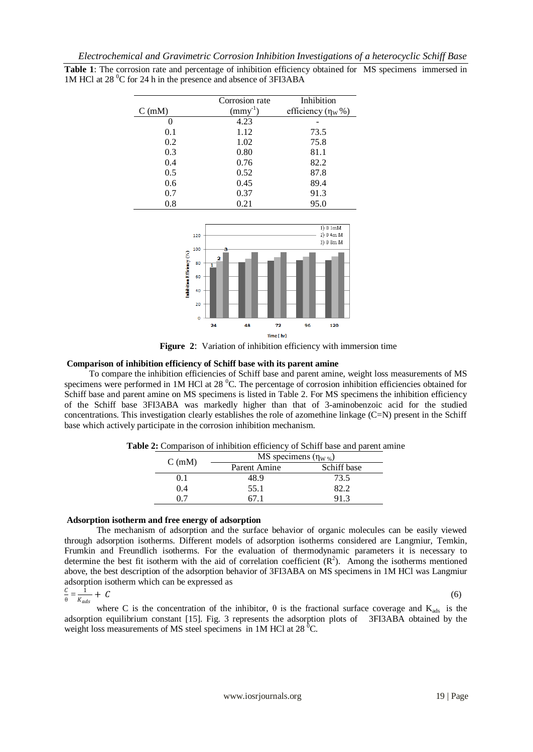**Table 1**: The corrosion rate and percentage of inhibition efficiency obtained for MS specimens immersed in 1M HCl at 28 $^0$C for 24 h in the presence and absence of 3FI3ABA

| C (mM) | Corrosion rate ($mmy^{-1}$) | Inhibition efficiency ($\eta_W$%) |
|---|---|---|
| 0 | 4.23 | - |
| 0.1 | 1.12 | 73.5 |
| 0.2 | 1.02 | 75.8 |
| 0.3 | 0.80 | 81.1 |
| 0.4 | 0.76 | 82.2 |
| 0.5 | 0.52 | 87.8 |
| 0.6 | 0.45 | 89.4 |
| 0.7 | 0.37 | 91.3 |
| 0.8 | 0.21 | 95.0 |

**Figure 2**: Variation of inhibition efficiency with immersion time

### Comparison of inhibition efficiency of Schiff base with its parent amine

To compare the inhibition efficiencies of Schiff base and parent amine, weight loss measurements of MS specimens were performed in 1M HCl at 28 $^0$C. The percentage of corrosion inhibition efficiencies obtained for Schiff base and parent amine on MS specimens is listed in Table 2. For MS specimens the inhibition efficiency of the Schiff base 3FI3ABA was markedly higher than that of 3-aminobenzoic acid for the studied concentrations. This investigation clearly establishes the role of azomethine linkage (C=N) present in the Schiff base which actively participate in the corrosion inhibition mechanism.

**Table 2:** Comparison of inhibition efficiency of Schiff base and parent amine

| C (mM) | MS specimens ($\eta_{W\%}$) | |
|---|---|---|
| | Parent Amine | Schiff base |
| 0.1 | 48.9 | 73.5 |
| 0.4 | 55.1 | 82.2 |
| 0.7 | 67.1 | 91.3 |

### Adsorption isotherm and free energy of adsorption

The mechanism of adsorption and the surface behavior of organic molecules can be easily viewed through adsorption isotherms. Different models of adsorption isotherms considered are Langmiur, Temkin, Frumkin and Freundlich isotherms. For the evaluation of thermodynamic parameters it is necessary to determine the best fit isotherm with the aid of correlation coefficient ($R^2$). Among the isotherms mentioned above, the best description of the adsorption behavior of 3FI3ABA on MS specimens in 1M HCl was Langmiur adsorption isotherm which can be expressed as

$$\frac{C}{\theta} = \frac{1}{K_{ads}} + C \qquad (6)$$

where C is the concentration of the inhibitor, θ is the fractional surface coverage and $K_{ads}$ is the adsorption equilibrium constant [15]. Fig. 3 represents the adsorption plots of 3FI3ABA obtained by the weight loss measurements of MS steel specimens in 1M HCl at 28 $^0$C.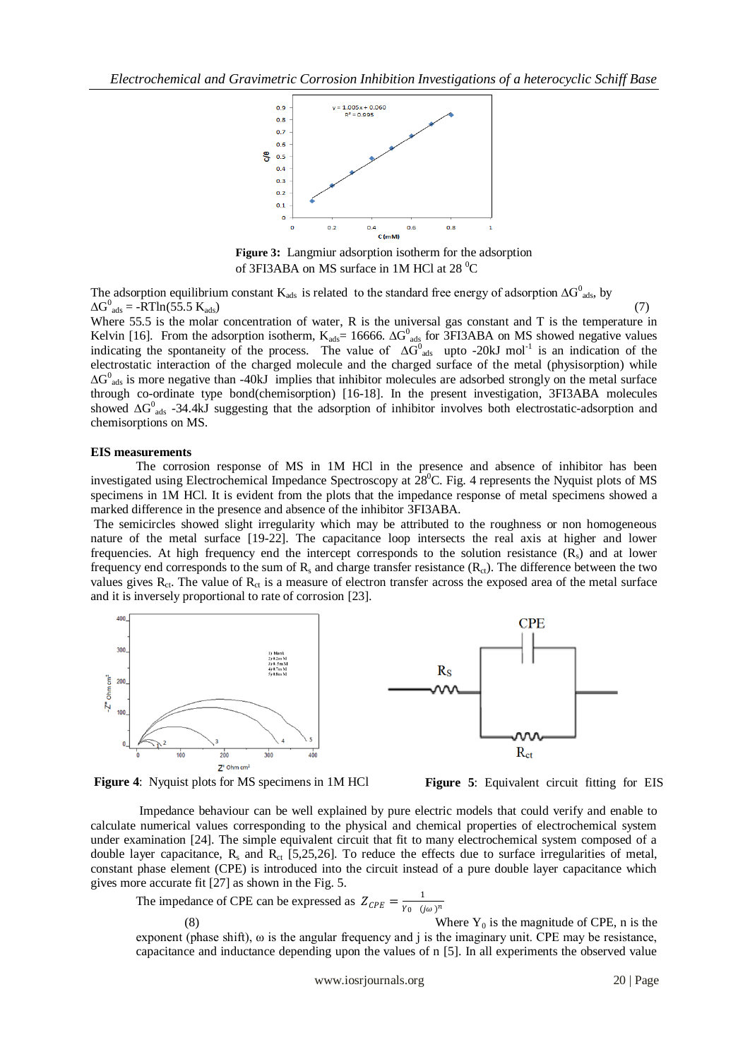Figure 3: Langmiur adsorption isotherm for the adsorption of 3FI3ABA on MS surface in 1M HCl at 28 $^0$C

The adsorption equilibrium constant $K_{ads}$ is related to the standard free energy of adsorption $\Delta G^0_{ads}$, by

$$\Delta G^0_{ads} = -RTln(55.5\ K_{ads}) \quad (7)$$

Where 55.5 is the molar concentration of water, R is the universal gas constant and T is the temperature in Kelvin [16]. From the adsorption isotherm, $K_{ads}$= 16666. $\Delta G^0_{ads}$ for 3FI3ABA on MS showed negative values indicating the spontaneity of the process. The value of $\Delta G^0_{ads}$ upto -20kJ mol$^{-1}$ is an indication of the electrostatic interaction of the charged molecule and the charged surface of the metal (physisorption) while $\Delta G^0_{ads}$ is more negative than -40kJ implies that inhibitor molecules are adsorbed strongly on the metal surface through co-ordinate type bond(chemisorption) [16-18]. In the present investigation, 3FI3ABA molecules showed $\Delta G^0_{ads}$ -34.4kJ suggesting that the adsorption of inhibitor involves both electrostatic-adsorption and chemisorptions on MS.

**EIS measurements**

The corrosion response of MS in 1M HCl in the presence and absence of inhibitor has been investigated using Electrochemical Impedance Spectroscopy at 28$^0$C. Fig. 4 represents the Nyquist plots of MS specimens in 1M HCl. It is evident from the plots that the impedance response of metal specimens showed a marked difference in the presence and absence of the inhibitor 3FI3ABA.

The semicircles showed slight irregularity which may be attributed to the roughness or non homogeneous nature of the metal surface [19-22]. The capacitance loop intersects the real axis at higher and lower frequencies. At high frequency end the intercept corresponds to the solution resistance ($R_s$) and at lower frequency end corresponds to the sum of $R_s$ and charge transfer resistance ($R_{ct}$). The difference between the two values gives $R_{ct}$. The value of $R_{ct}$ is a measure of electron transfer across the exposed area of the metal surface and it is inversely proportional to rate of corrosion [23].

**Figure 4**: Nyquist plots for MS specimens in 1M HCl

**Figure 5**: Equivalent circuit fitting for EIS

Impedance behaviour can be well explained by pure electric models that could verify and enable to calculate numerical values corresponding to the physical and chemical properties of electrochemical system under examination [24]. The simple equivalent circuit that fit to many electrochemical system composed of a double layer capacitance, $R_s$ and $R_{ct}$ [5,25,26]. To reduce the effects due to surface irregularities of metal, constant phase element (CPE) is introduced into the circuit instead of a pure double layer capacitance which gives more accurate fit [27] as shown in the Fig. 5.

The impedance of CPE can be expressed as

$$Z_{CPE} = \frac{1}{Y_0\ (j\omega)^n} \quad (8)$$

Where $Y_0$ is the magnitude of CPE, n is the exponent (phase shift), ω is the angular frequency and j is the imaginary unit. CPE may be resistance, capacitance and inductance depending upon the values of n [5]. In all experiments the observed value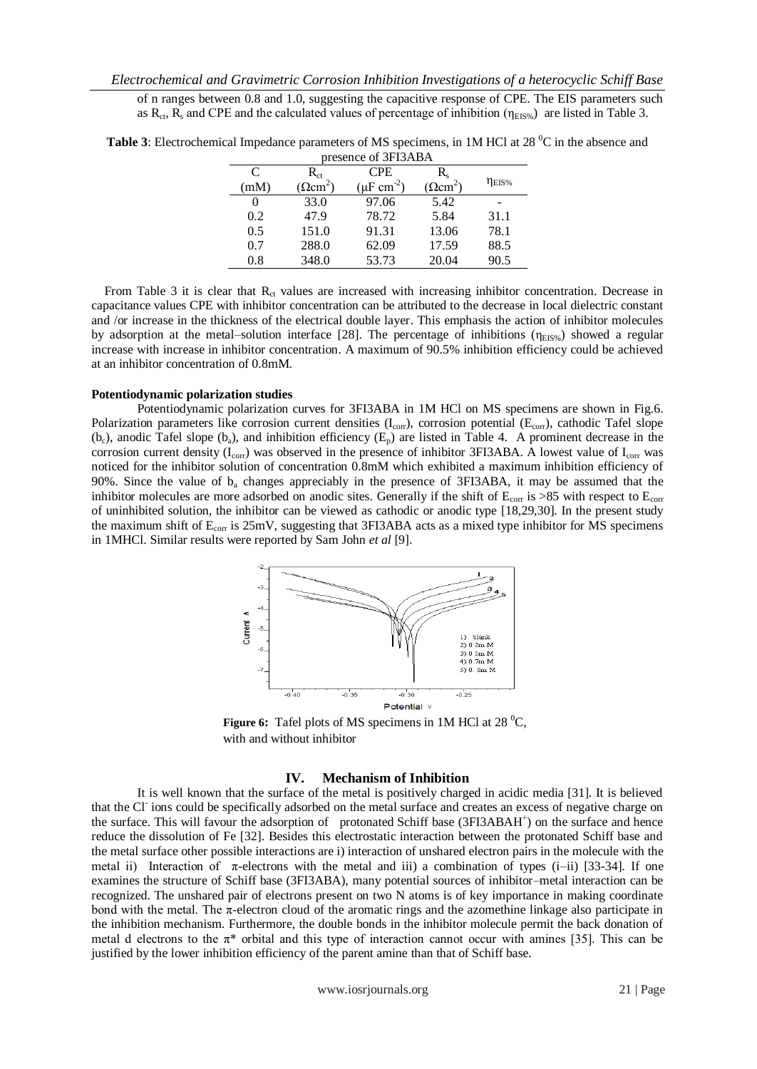of n ranges between 0.8 and 1.0, suggesting the capacitive response of CPE. The EIS parameters such as $R_{ct}$, $R_s$ and CPE and the calculated values of percentage of inhibition ($\eta_{EIS\%}$) are listed in Table 3.

**Table 3**: Electrochemical Impedance parameters of MS specimens, in 1M HCl at 28 $^0$C in the absence and presence of 3FI3ABA

| C (mM) | $R_{ct}$ ($\Omega cm^2$) | CPE ($\mu F\ cm^{-2}$) | $R_s$ ($\Omega cm^2$) | $\eta_{EIS\%}$ |
|---|---|---|---|---|
| 0 | 33.0 | 97.06 | 5.42 | - |
| 0.2 | 47.9 | 78.72 | 5.84 | 31.1 |
| 0.5 | 151.0 | 91.31 | 13.06 | 78.1 |
| 0.7 | 288.0 | 62.09 | 17.59 | 88.5 |
| 0.8 | 348.0 | 53.73 | 20.04 | 90.5 |

From Table 3 it is clear that $R_{ct}$ values are increased with increasing inhibitor concentration. Decrease in capacitance values CPE with inhibitor concentration can be attributed to the decrease in local dielectric constant and /or increase in the thickness of the electrical double layer. This emphasis the action of inhibitor molecules by adsorption at the metal–solution interface [28]. The percentage of inhibitions ($\eta_{EIS\%}$) showed a regular increase with increase in inhibitor concentration. A maximum of 90.5% inhibition efficiency could be achieved at an inhibitor concentration of 0.8mM.

**Potentiodynamic polarization studies**

Potentiodynamic polarization curves for 3FI3ABA in 1M HCl on MS specimens are shown in Fig.6. Polarization parameters like corrosion current densities ($I_{corr}$), corrosion potential ($E_{corr}$), cathodic Tafel slope ($b_c$), anodic Tafel slope ($b_a$), and inhibition efficiency ($E_p$) are listed in Table 4. A prominent decrease in the corrosion current density ($I_{corr}$) was observed in the presence of inhibitor 3FI3ABA. A lowest value of $I_{corr}$ was noticed for the inhibitor solution of concentration 0.8mM which exhibited a maximum inhibition efficiency of 90%. Since the value of $b_a$ changes appreciably in the presence of 3FI3ABA, it may be assumed that the inhibitor molecules are more adsorbed on anodic sites. Generally if the shift of $E_{corr}$ is >85 with respect to $E_{corr}$ of uninhibited solution, the inhibitor can be viewed as cathodic or anodic type [18,29,30]. In the present study the maximum shift of $E_{corr}$ is 25mV, suggesting that 3FI3ABA acts as a mixed type inhibitor for MS specimens in 1MHCl. Similar results were reported by Sam John *et al* [9].

**Figure 6:** Tafel plots of MS specimens in 1M HCl at 28 $^0$C, with and without inhibitor

## IV. Mechanism of Inhibition

It is well known that the surface of the metal is positively charged in acidic media [31]. It is believed that the $Cl^-$ ions could be specifically adsorbed on the metal surface and creates an excess of negative charge on the surface. This will favour the adsorption of protonated Schiff base ($3FI3ABAH^+$) on the surface and hence reduce the dissolution of Fe [32]. Besides this electrostatic interaction between the protonated Schiff base and the metal surface other possible interactions are i) interaction of unshared electron pairs in the molecule with the metal ii) Interaction of $\pi$-electrons with the metal and iii) a combination of types (i–ii) [33-34]. If one examines the structure of Schiff base (3FI3ABA), many potential sources of inhibitor–metal interaction can be recognized. The unshared pair of electrons present on two N atoms is of key importance in making coordinate bond with the metal. The $\pi$-electron cloud of the aromatic rings and the azomethine linkage also participate in the inhibition mechanism. Furthermore, the double bonds in the inhibitor molecule permit the back donation of metal d electrons to the $\pi^*$ orbital and this type of interaction cannot occur with amines [35]. This can be justified by the lower inhibition efficiency of the parent amine than that of Schiff base.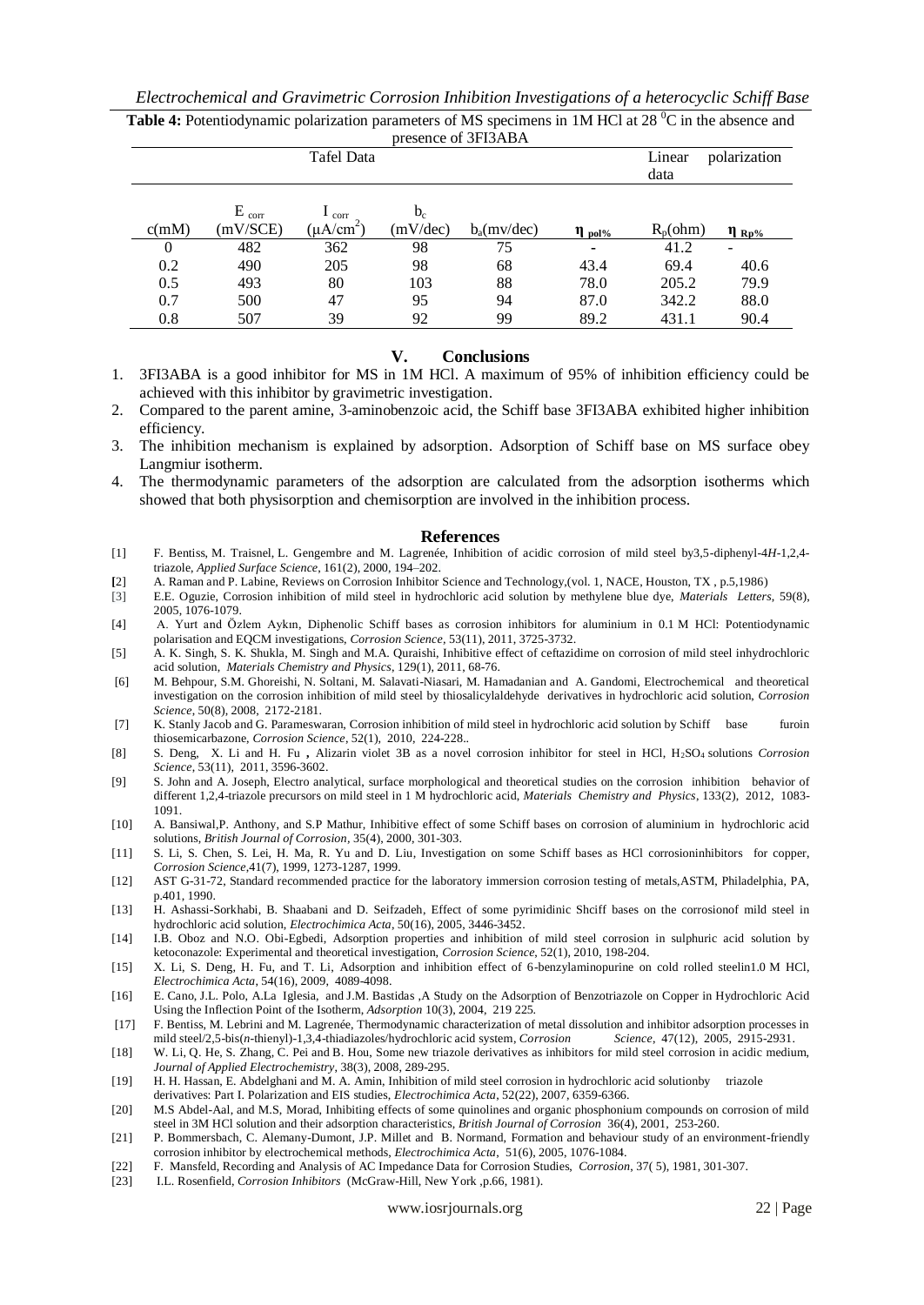**Table 4:** Potentiodynamic polarization parameters of MS specimens in 1M HCl at 28 $^0$C in the absence and presence of 3FI3ABA

| Tafel Data | | | | | | Linear polarization data | |
|---|---|---|---|---|---|---|---|
| c(mM) | $E_{corr}$ (mV/SCE) | $I_{corr}$ ($\mu A/cm^2$) | $b_c$ (mV/dec) | $b_a$(mv/dec) | $\eta_{pol\%}$ | $R_p$(ohm) | $\eta_{Rp\%}$ |
| 0 | 482 | 362 | 98 | 75 | - | 41.2 | - |
| 0.2 | 490 | 205 | 98 | 68 | 43.4 | 69.4 | 40.6 |
| 0.5 | 493 | 80 | 103 | 88 | 78.0 | 205.2 | 79.9 |
| 0.7 | 500 | 47 | 95 | 94 | 87.0 | 342.2 | 88.0 |
| 0.8 | 507 | 39 | 92 | 99 | 89.2 | 431.1 | 90.4 |

## V. Conclusions

1. 3FI3ABA is a good inhibitor for MS in 1M HCl. A maximum of 95% of inhibition efficiency could be achieved with this inhibitor by gravimetric investigation.
2. Compared to the parent amine, 3-aminobenzoic acid, the Schiff base 3FI3ABA exhibited higher inhibition efficiency.
3. The inhibition mechanism is explained by adsorption. Adsorption of Schiff base on MS surface obey Langmiur isotherm.
4. The thermodynamic parameters of the adsorption are calculated from the adsorption isotherms which showed that both physisorption and chemisorption are involved in the inhibition process.

## References

[1] F. Bentiss, M. Traisnel, L. Gengembre and M. Lagrenée, Inhibition of acidic corrosion of mild steel by3,5-diphenyl-4*H*-1,2,4-triazole, *Applied Surface Science*, 161(2), 2000, 194–202.

[2] A. Raman and P. Labine, Reviews on Corrosion Inhibitor Science and Technology,(vol. 1, NACE, Houston, TX , p.5,1986)

[3] E.E. Oguzie, Corrosion inhibition of mild steel in hydrochloric acid solution by methylene blue dye, *Materials Letters*, 59(8), 2005, 1076-1079.

[4] A. Yurt and Özlem Aykın, Diphenolic Schiff bases as corrosion inhibitors for aluminium in 0.1 M HCl: Potentiodynamic polarisation and EQCM investigations, *Corrosion Science,* 53(11), 2011, 3725-3732.

[5] A. K. Singh, S. K. Shukla, M. Singh and M.A. Quraishi, Inhibitive effect of ceftazidime on corrosion of mild steel inhydrochloric acid solution, *Materials Chemistry and Physics*, 129(1), 2011, 68-76.

[6] M. Behpour, S.M. Ghoreishi, N. Soltani, M. Salavati-Niasari, M. Hamadanian and A. Gandomi, Electrochemical and theoretical investigation on the corrosion inhibition of mild steel by thiosalicylaldehyde derivatives in hydrochloric acid solution, *Corrosion Science*, 50(8), 2008, 2172-2181.

[7] K. Stanly Jacob and G. Parameswaran, Corrosion inhibition of mild steel in hydrochloric acid solution by Schiff base furoin thiosemicarbazone, *Corrosion Science*, 52(1), 2010, 224-228..

[8] S. Deng, X. Li and H. Fu **,** Alizarin violet 3B as a novel corrosion inhibitor for steel in HCl, $H_2SO_4$ solutions *Corrosion Science*, 53(11), 2011, 3596-3602.

[9] S. John and A. Joseph, Electro analytical, surface morphological and theoretical studies on the corrosion inhibition behavior of different 1,2,4-triazole precursors on mild steel in 1 M hydrochloric acid, *Materials Chemistry and Physics*, 133(2), 2012, 1083-1091.

[10] A. Bansiwal,P. Anthony, and S.P Mathur, Inhibitive effect of some Schiff bases on corrosion of aluminium in hydrochloric acid solutions, *British Journal of Corrosion*, 35(4), 2000, 301-303.

[11] S. Li, S. Chen, S. Lei, H. Ma, R. Yu and D. Liu, Investigation on some Schiff bases as HCl corrosioninhibitors for copper, *Corrosion Science*,41(7), 1999, 1273-1287, 1999.

[12] AST G-31-72, Standard recommended practice for the laboratory immersion corrosion testing of metals,ASTM, Philadelphia, PA, p.401, 1990.

[13] H. Ashassi-Sorkhabi, B. Shaabani and D. Seifzadeh, Effect of some pyrimidinic Shciff bases on the corrosionof mild steel in hydrochloric acid solution, *Electrochimica Acta*, 50(16), 2005, 3446-3452.

[14] I.B. Oboz and N.O. Obi-Egbedi, Adsorption properties and inhibition of mild steel corrosion in sulphuric acid solution by ketoconazole: Experimental and theoretical investigation, *Corrosion Science*, 52(1), 2010, 198-204.

[15] X. Li, S. Deng, H. Fu, and T. Li, Adsorption and inhibition effect of 6-benzylaminopurine on cold rolled steelin1.0 M HCl, *Electrochimica Acta*, 54(16), 2009, 4089-4098.

[16] E. Cano, J.L. Polo, A.La Iglesia, and J.M. Bastidas ,A Study on the Adsorption of Benzotriazole on Copper in Hydrochloric Acid Using the Inflection Point of the Isotherm, *Adsorption* 10(3), 2004, 219 225.

[17] F. Bentiss, M. Lebrini and M. Lagrenée, Thermodynamic characterization of metal dissolution and inhibitor adsorption processes in mild steel/2,5-bis(*n*-thienyl)-1,3,4-thiadiazoles/hydrochloric acid system, *Corrosion Science*, 47(12), 2005, 2915-2931.

[18] W. Li, Q. He, S. Zhang, C. Pei and B. Hou, Some new triazole derivatives as inhibitors for mild steel corrosion in acidic medium, *Journal of Applied Electrochemistry*, 38(3), 2008, 289-295.

[19] H. H. Hassan, E. Abdelghani and M. A. Amin, Inhibition of mild steel corrosion in hydrochloric acid solutionby triazole derivatives: Part I. Polarization and EIS studies, *Electrochimica Acta*, 52(22), 2007, 6359-6366.

[20] M.S Abdel-Aal, and M.S, Morad, Inhibiting effects of some quinolines and organic phosphonium compounds on corrosion of mild steel in 3M HCl solution and their adsorption characteristics, *British Journal of Corrosion* 36(4), 2001, 253-260.

[21] P. Bommersbach, C. Alemany-Dumont, J.P. Millet and B. Normand, Formation and behaviour study of an environment-friendly corrosion inhibitor by electrochemical methods, *Electrochimica Acta*, 51(6), 2005, 1076-1084.

[22] F. Mansfeld, Recording and Analysis of AC Impedance Data for Corrosion Studies, *Corrosion*, 37( 5), 1981, 301-307.

[23] I.L. Rosenfield, *Corrosion Inhibitors* (McGraw-Hill, New York ,p.66, 1981).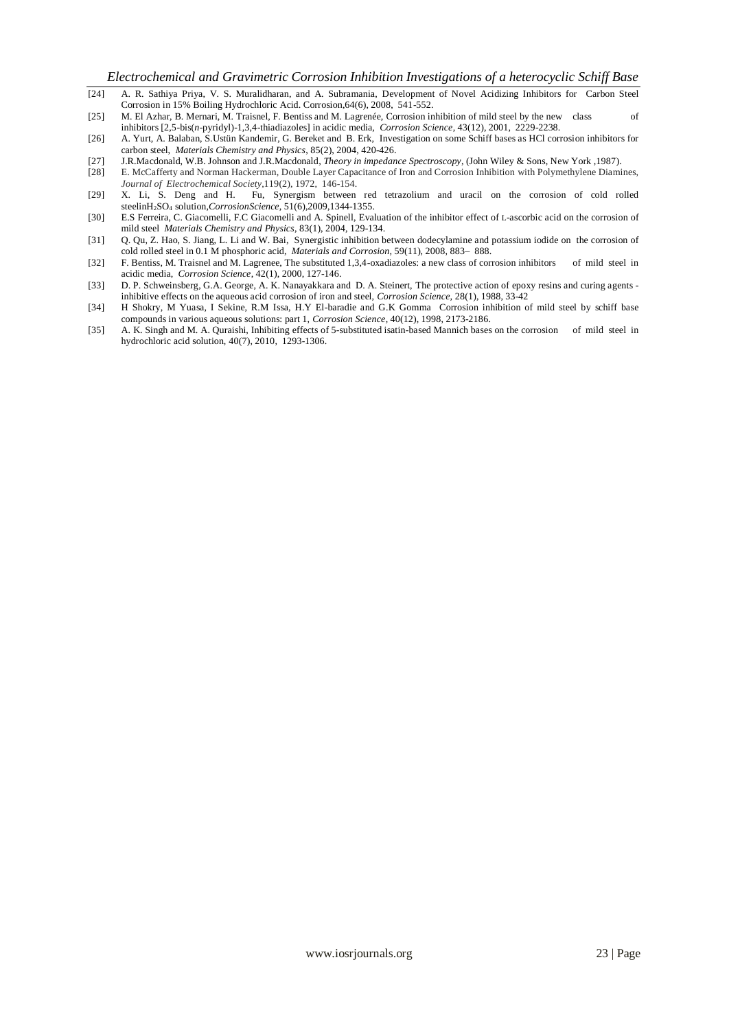[24] A. R. Sathiya Priya, V. S. Muralidharan, and A. Subramania, Development of Novel Acidizing Inhibitors for Carbon Steel Corrosion in 15% Boiling Hydrochloric Acid. Corrosion,64(6), 2008, 541-552.

[25] M. El Azhar, B. Mernari, M. Traisnel, F. Bentiss and M. Lagrenée, Corrosion inhibition of mild steel by the new class of inhibitors [2,5-bis(*n*-pyridyl)-1,3,4-thiadiazoles] in acidic media, *Corrosion Science*, 43(12), 2001, 2229-2238.

[26] A. Yurt, A. Balaban, S.Ustün Kandemir, G. Bereket and B. Erk, Investigation on some Schiff bases as HCl corrosion inhibitors for carbon steel, *Materials Chemistry and Physics*, 85(2), 2004, 420-426.

[27] J.R.Macdonald, W.B. Johnson and J.R.Macdonald, *Theory in impedance Spectroscopy*, (John Wiley & Sons, New York ,1987).

[28] E. McCafferty and Norman Hackerman, Double Layer Capacitance of Iron and Corrosion Inhibition with Polymethylene Diamines, *Journal of Electrochemical Society*,119(2), 1972, 146-154.

[29] X. Li, S. Deng and H. Fu, Synergism between red tetrazolium and uracil on the corrosion of cold rolled steelin$H_2SO_4$ solution,*CorrosionScience*, 51(6),2009,1344-1355.

[30] E.S Ferreira, C. Giacomelli, F.C Giacomelli and A. Spinell, Evaluation of the inhibitor effect of L-ascorbic acid on the corrosion of mild steel *Materials Chemistry and Physics*, 83(1), 2004, 129-134.

[31] Q. Qu, Z. Hao, S. Jiang, L. Li and W. Bai, Synergistic inhibition between dodecylamine and potassium iodide on the corrosion of cold rolled steel in 0.1 M phosphoric acid, *Materials and Corrosion*, 59(11), 2008, 883– 888.

[32] F. Bentiss, M. Traisnel and M. Lagrenee, The substituted 1,3,4-oxadiazoles: a new class of corrosion inhibitors of mild steel in acidic media, *Corrosion Science*, 42(1), 2000, 127-146.

[33] D. P. Schweinsberg, G.A. George, A. K. Nanayakkara and D. A. Steinert, The protective action of epoxy resins and curing agents - inhibitive effects on the aqueous acid corrosion of iron and steel, *Corrosion Science*, 28(1), 1988, 33-42

[34] H Shokry, M Yuasa, I Sekine, R.M Issa, H.Y El-baradie and G.K Gomma Corrosion inhibition of mild steel by schiff base compounds in various aqueous solutions: part 1, *Corrosion Science*, 40(12), 1998, 2173-2186.

[35] A. K. Singh and M. A. Quraishi, Inhibiting effects of 5-substituted isatin-based Mannich bases on the corrosion of mild steel in hydrochloric acid solution, 40(7), 2010, 1293-1306.